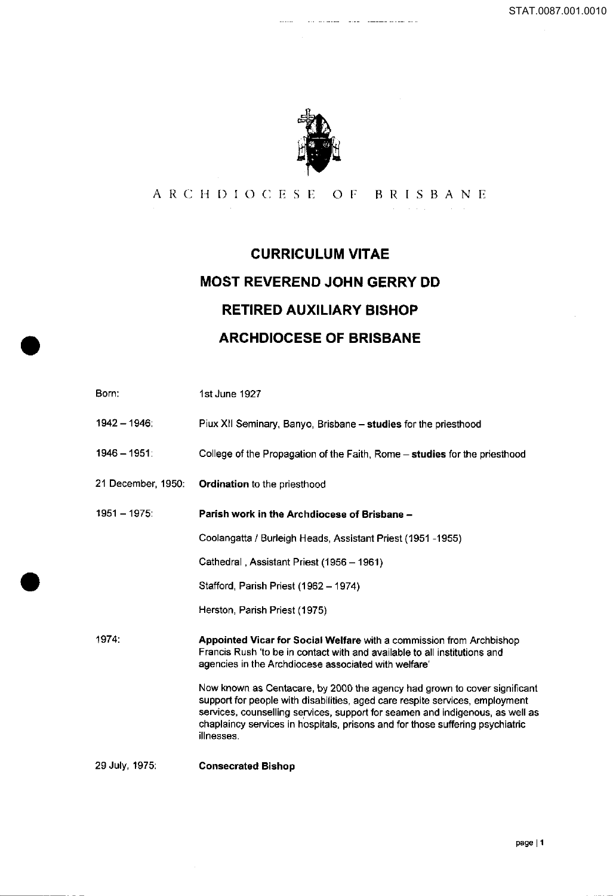ARCHDIOCESE OF BRISBANE

# CURRICULUM VITAE

# MOST REVEREND JOHN GERRY DD

# RETIRED AUXILIARY BISHOP

# ARCHDIOCESE OF BRISBANE

| | |
|---|---|
| Born: | 1st June 1927 |
| 1942 – 1946: | Piux XII Seminary, Banyo, Brisbane – **studies** for the priesthood |
| 1946 – 1951: | College of the Propagation of the Faith, Rome – **studies** for the priesthood |
| 21 December, 1950: | **Ordination** to the priesthood |
| 1951 – 1975: | **Parish work in the Archdiocese of Brisbane –**<br><br>Coolangatta / Burleigh Heads, Assistant Priest (1951 -1955)<br><br>Cathedral , Assistant Priest (1956 – 1961)<br><br>Stafford, Parish Priest (1962 – 1974)<br><br>Herston, Parish Priest (1975) |
| 1974: | **Appointed Vicar for Social Welfare** with a commission from Archbishop Francis Rush 'to be in contact with and available to all institutions and agencies in the Archdiocese associated with welfare'<br><br>Now known as Centacare, by 2000 the agency had grown to cover significant support for people with disabilities, aged care respite services, employment services, counselling services, support for seamen and indigenous, as well as chaplaincy services in hospitals, prisons and for those suffering psychiatric illnesses. |
| 29 July, 1975: | **Consecrated Bishop** |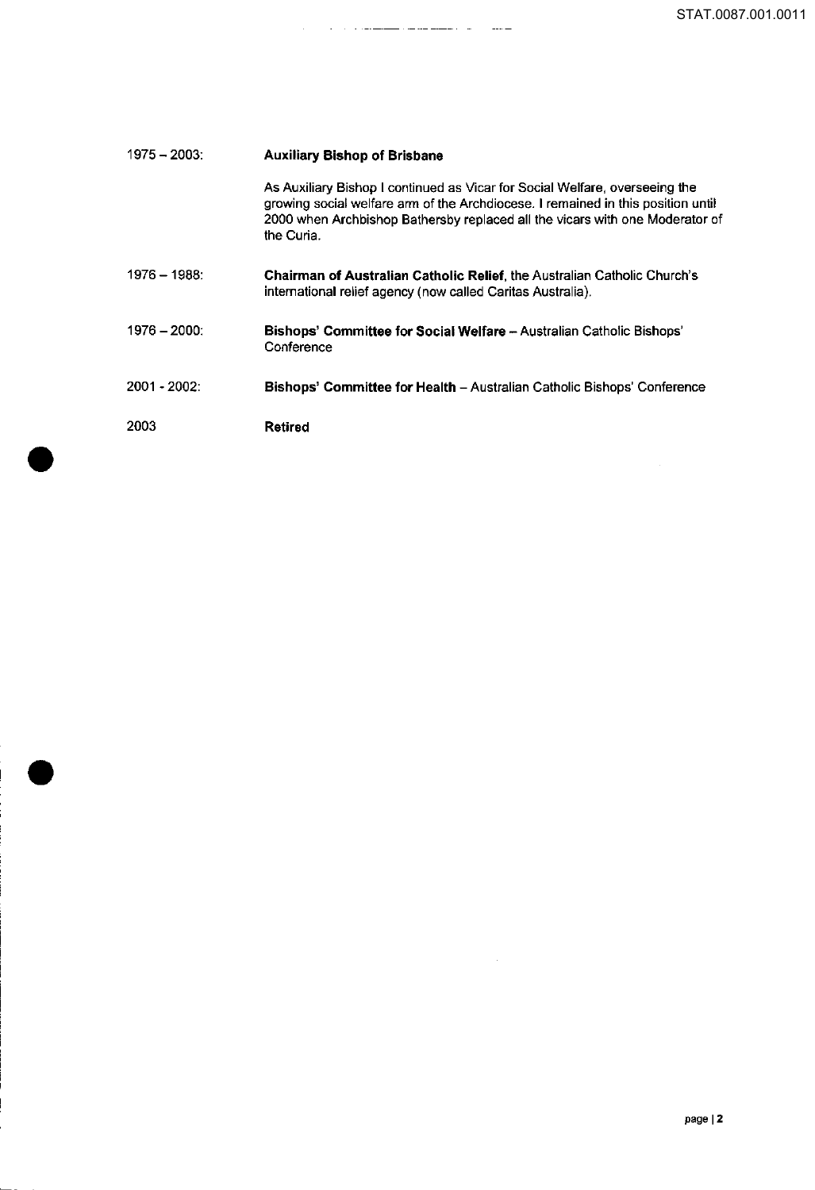| | |
|---|---|
| 1975 – 2003: | **Auxiliary Bishop of Brisbane**<br><br>As Auxiliary Bishop I continued as Vicar for Social Welfare, overseeing the growing social welfare arm of the Archdiocese. I remained in this position until 2000 when Archbishop Bathersby replaced all the vicars with one Moderator of the Curia. |
| 1976 – 1988: | **Chairman of Australian Catholic Relief**, the Australian Catholic Church's international relief agency (now called Caritas Australia). |
| 1976 – 2000: | **Bishops' Committee for Social Welfare** – Australian Catholic Bishops' Conference |
| 2001 - 2002: | **Bishops' Committee for Health** – Australian Catholic Bishops' Conference |
| 2003 | **Retired** |